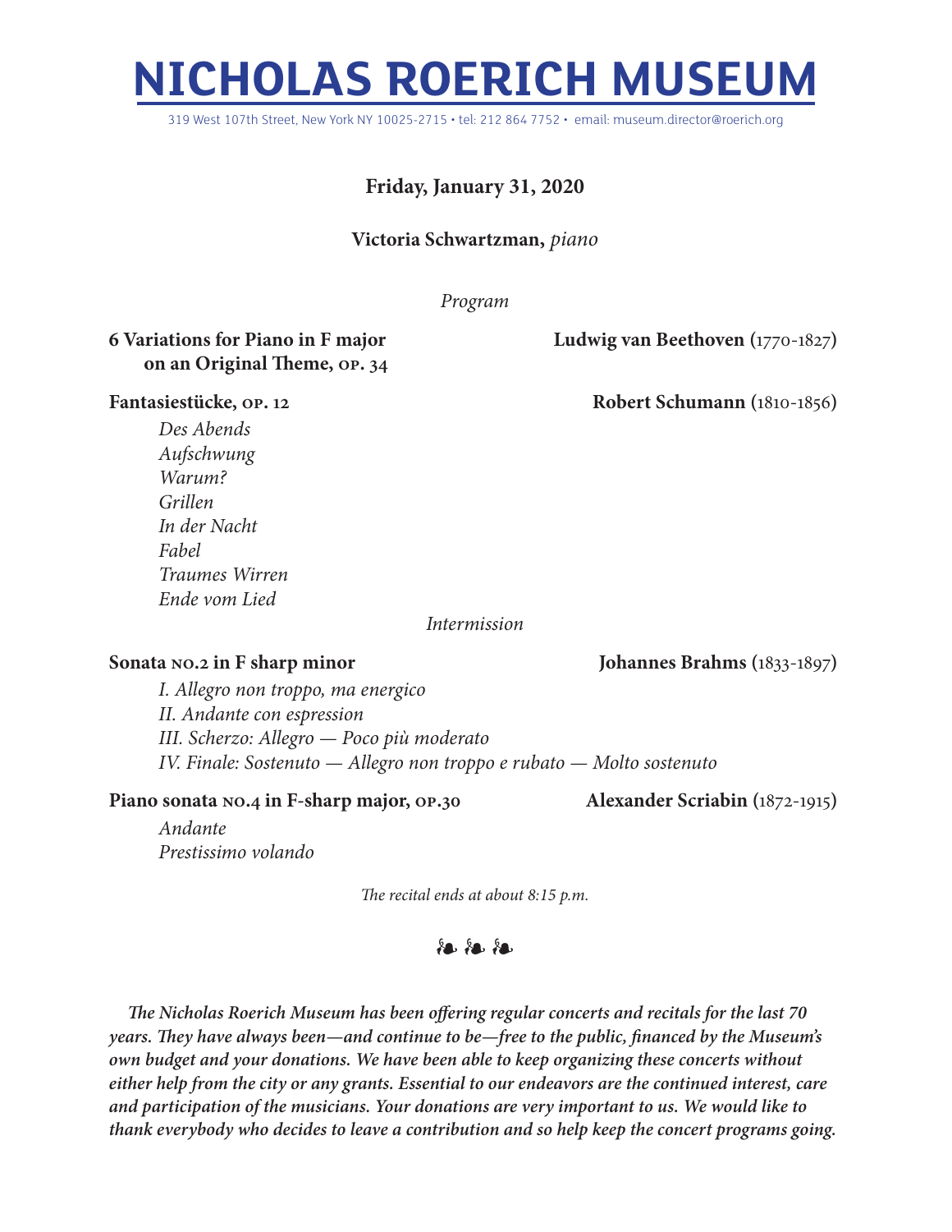# NICHOLAS ROERICH MUSEUM

319 West 107th Street, New York NY 10025-2715 • tel: 212 864 7752 • email: museum.director@roerich.org

**Friday, January 31, 2020**

**Victoria Schwartzman,** *piano*

*Program*

**6 Variations for Piano in F major on an Original Theme, op. 34** — **Ludwig van Beethoven** (1770-1827)

**Fantasiestücke, op. 12** — **Robert Schumann** (1810-1856)

*Des Abends*
*Aufschwung*
*Warum?*
*Grillen*
*In der Nacht*
*Fabel*
*Traumes Wirren*
*Ende vom Lied*

*Intermission*

**Sonata no.2 in F sharp minor** — **Johannes Brahms** (1833-1897)

*I. Allegro non troppo, ma energico*
*II. Andante con espression*
*III. Scherzo: Allegro — Poco più moderato*
*IV. Finale: Sostenuto — Allegro non troppo e rubato — Molto sostenuto*

**Piano sonata no.4 in F-sharp major, op.30** — **Alexander Scriabin** (1872-1915)

*Andante*
*Prestissimo volando*

*The recital ends at about 8:15 p.m.*

❧ ❧ ❧

***The Nicholas Roerich Museum has been offering regular concerts and recitals for the last 70 years. They have always been—and continue to be—free to the public, financed by the Museum's own budget and your donations. We have been able to keep organizing these concerts without either help from the city or any grants. Essential to our endeavors are the continued interest, care and participation of the musicians. Your donations are very important to us. We would like to thank everybody who decides to leave a contribution and so help keep the concert programs going.***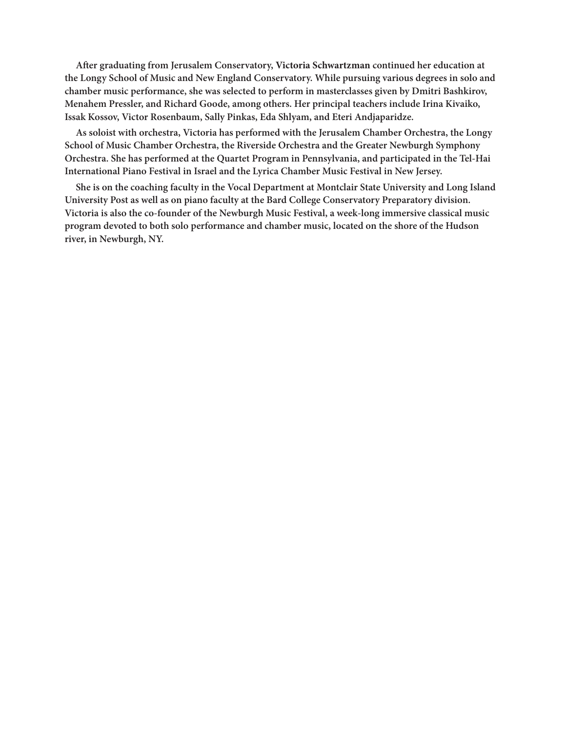After graduating from Jerusalem Conservatory, **Victoria Schwartzman** continued her education at the Longy School of Music and New England Conservatory. While pursuing various degrees in solo and chamber music performance, she was selected to perform in masterclasses given by Dmitri Bashkirov, Menahem Pressler, and Richard Goode, among others. Her principal teachers include Irina Kivaiko, Issak Kossov, Victor Rosenbaum, Sally Pinkas, Eda Shlyam, and Eteri Andjaparidze.

As soloist with orchestra, Victoria has performed with the Jerusalem Chamber Orchestra, the Longy School of Music Chamber Orchestra, the Riverside Orchestra and the Greater Newburgh Symphony Orchestra. She has performed at the Quartet Program in Pennsylvania, and participated in the Tel-Hai International Piano Festival in Israel and the Lyrica Chamber Music Festival in New Jersey.

She is on the coaching faculty in the Vocal Department at Montclair State University and Long Island University Post as well as on piano faculty at the Bard College Conservatory Preparatory division. Victoria is also the co-founder of the Newburgh Music Festival, a week-long immersive classical music program devoted to both solo performance and chamber music, located on the shore of the Hudson river, in Newburgh, NY.